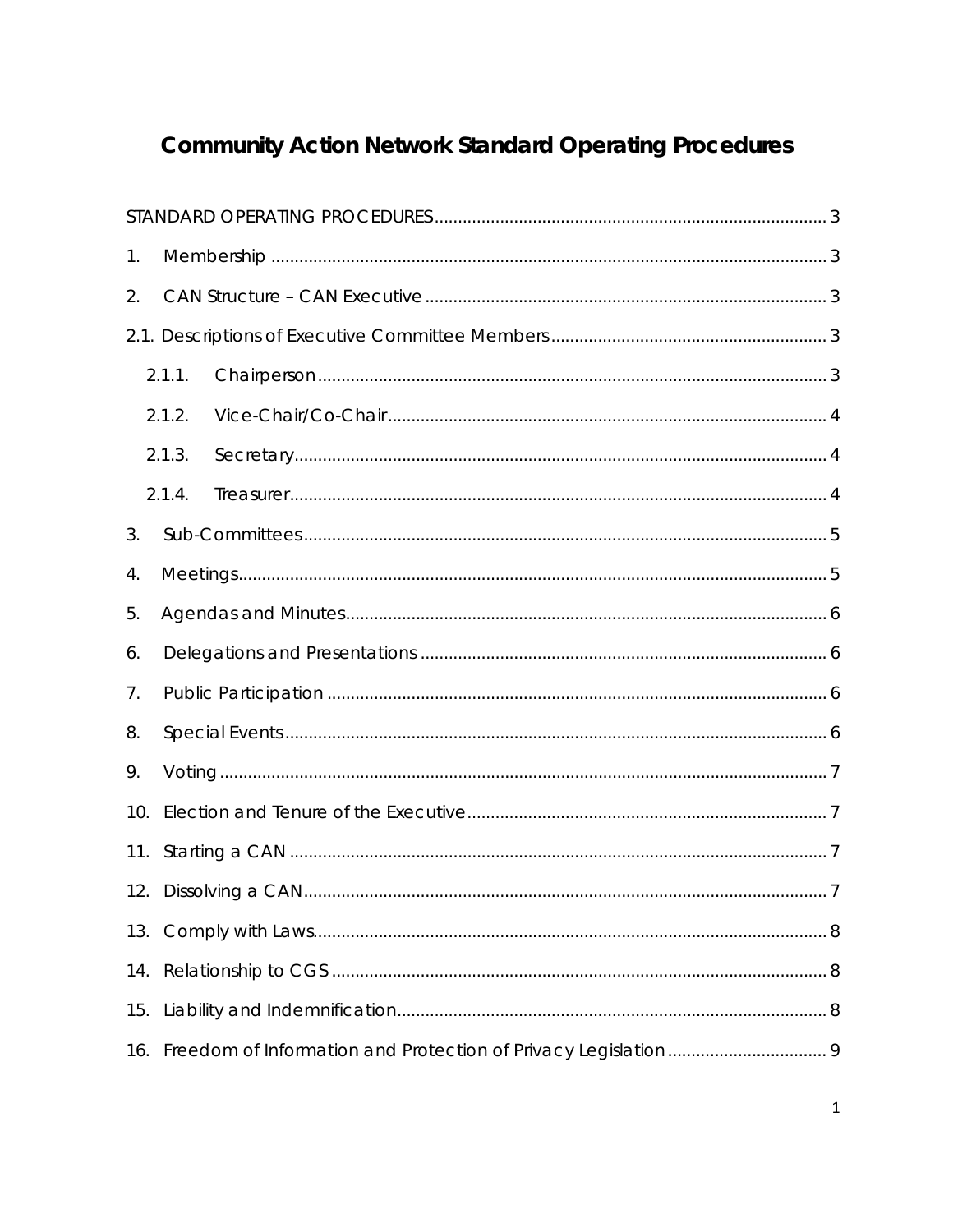# Community Action Network Standard Operating Procedures

STANDARD OPERATING PROCEDURES ........ 3

1. Membership ........ 3
2. CAN Structure – CAN Executive ........ 3

2.1. Descriptions of Executive Committee Members ........ 3

- 2.1.1. Chairperson ........ 3
- 2.1.2. Vice-Chair/Co-Chair ........ 4
- 2.1.3. Secretary ........ 4
- 2.1.4. Treasurer ........ 4

3. Sub-Committees ........ 5
4. Meetings ........ 5
5. Agendas and Minutes ........ 6
6. Delegations and Presentations ........ 6
7. Public Participation ........ 6
8. Special Events ........ 6
9. Voting ........ 7
10. Election and Tenure of the Executive ........ 7
11. Starting a CAN ........ 7
12. Dissolving a CAN ........ 7
13. Comply with Laws ........ 8
14. Relationship to CGS ........ 8
15. Liability and Indemnification ........ 8
16. Freedom of Information and Protection of Privacy Legislation ........ 9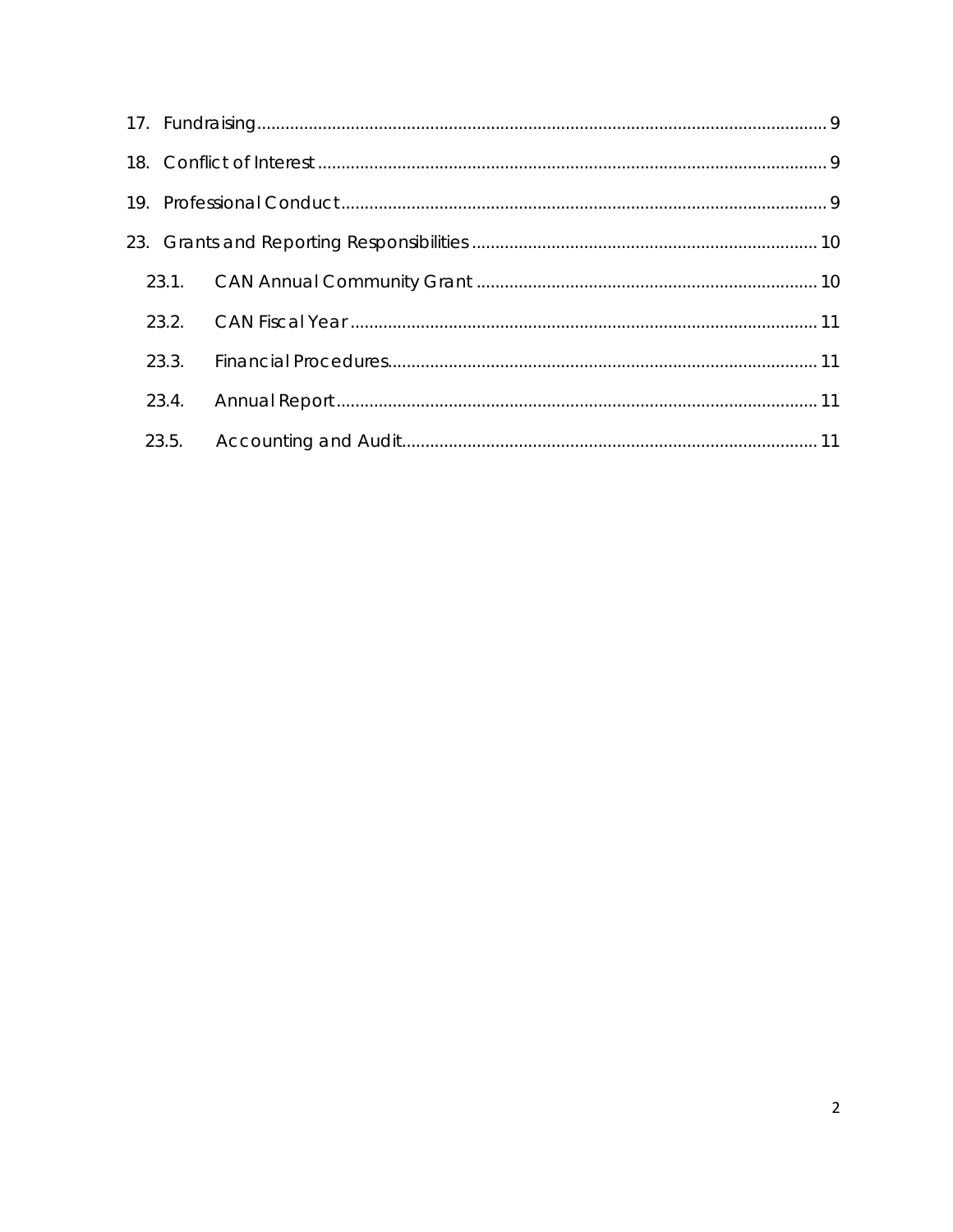17. Fundraising ........................................................................................................................ 9

18. Conflict of Interest ............................................................................................................ 9

19. Professional Conduct ....................................................................................................... 9

23. Grants and Reporting Responsibilities ......................................................................... 10

    23.1. CAN Annual Community Grant ........................................................................ 10

    23.2. CAN Fiscal Year ................................................................................................... 11

    23.3. Financial Procedures........................................................................................... 11

    23.4. Annual Report ...................................................................................................... 11

    23.5. Accounting and Audit........................................................................................ 11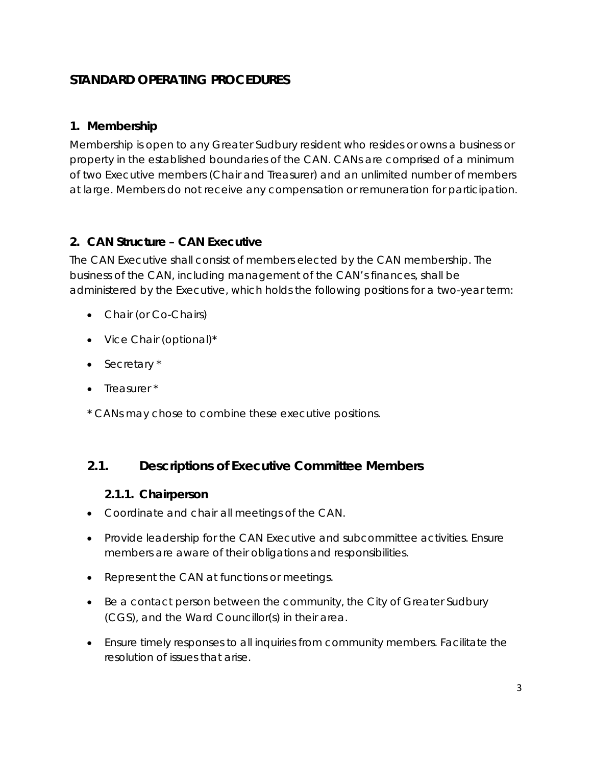# STANDARD OPERATING PROCEDURES

## 1. Membership

Membership is open to any Greater Sudbury resident who resides or owns a business or property in the established boundaries of the CAN. CANs are comprised of a minimum of two Executive members (Chair and Treasurer) and an unlimited number of members at large. Members do not receive any compensation or remuneration for participation.

## 2. CAN Structure – CAN Executive

The CAN Executive shall consist of members elected by the CAN membership. The business of the CAN, including management of the CAN's finances, shall be administered by the Executive, which holds the following positions for a two-year term:

- Chair (or Co-Chairs)
- Vice Chair (optional)*
- Secretary *
- Treasurer *

* CANs may chose to combine these executive positions.

## 2.1. Descriptions of Executive Committee Members

### 2.1.1. Chairperson

- Coordinate and chair all meetings of the CAN.
- Provide leadership for the CAN Executive and subcommittee activities. Ensure members are aware of their obligations and responsibilities.
- Represent the CAN at functions or meetings.
- Be a contact person between the community, the City of Greater Sudbury (CGS), and the Ward Councillor(s) in their area.
- Ensure timely responses to all inquiries from community members. Facilitate the resolution of issues that arise.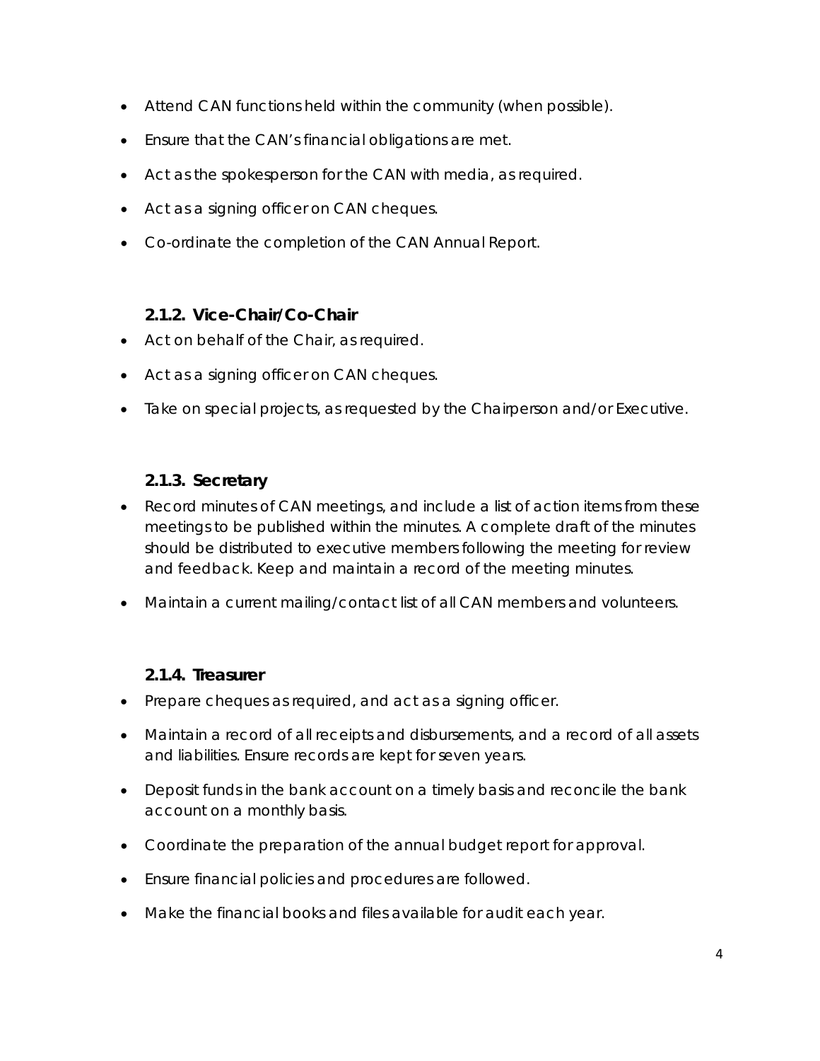- Attend CAN functions held within the community (when possible).
- Ensure that the CAN's financial obligations are met.
- Act as the spokesperson for the CAN with media, as required.
- Act as a signing officer on CAN cheques.
- Co-ordinate the completion of the CAN Annual Report.

#### 2.1.2. Vice-Chair/Co-Chair

- Act on behalf of the Chair, as required.
- Act as a signing officer on CAN cheques.
- Take on special projects, as requested by the Chairperson and/or Executive.

#### 2.1.3. Secretary

- Record minutes of CAN meetings, and include a list of action items from these meetings to be published within the minutes. A complete draft of the minutes should be distributed to executive members following the meeting for review and feedback. Keep and maintain a record of the meeting minutes.
- Maintain a current mailing/contact list of all CAN members and volunteers.

#### 2.1.4. Treasurer

- Prepare cheques as required, and act as a signing officer.
- Maintain a record of all receipts and disbursements, and a record of all assets and liabilities. Ensure records are kept for seven years.
- Deposit funds in the bank account on a timely basis and reconcile the bank account on a monthly basis.
- Coordinate the preparation of the annual budget report for approval.
- Ensure financial policies and procedures are followed.
- Make the financial books and files available for audit each year.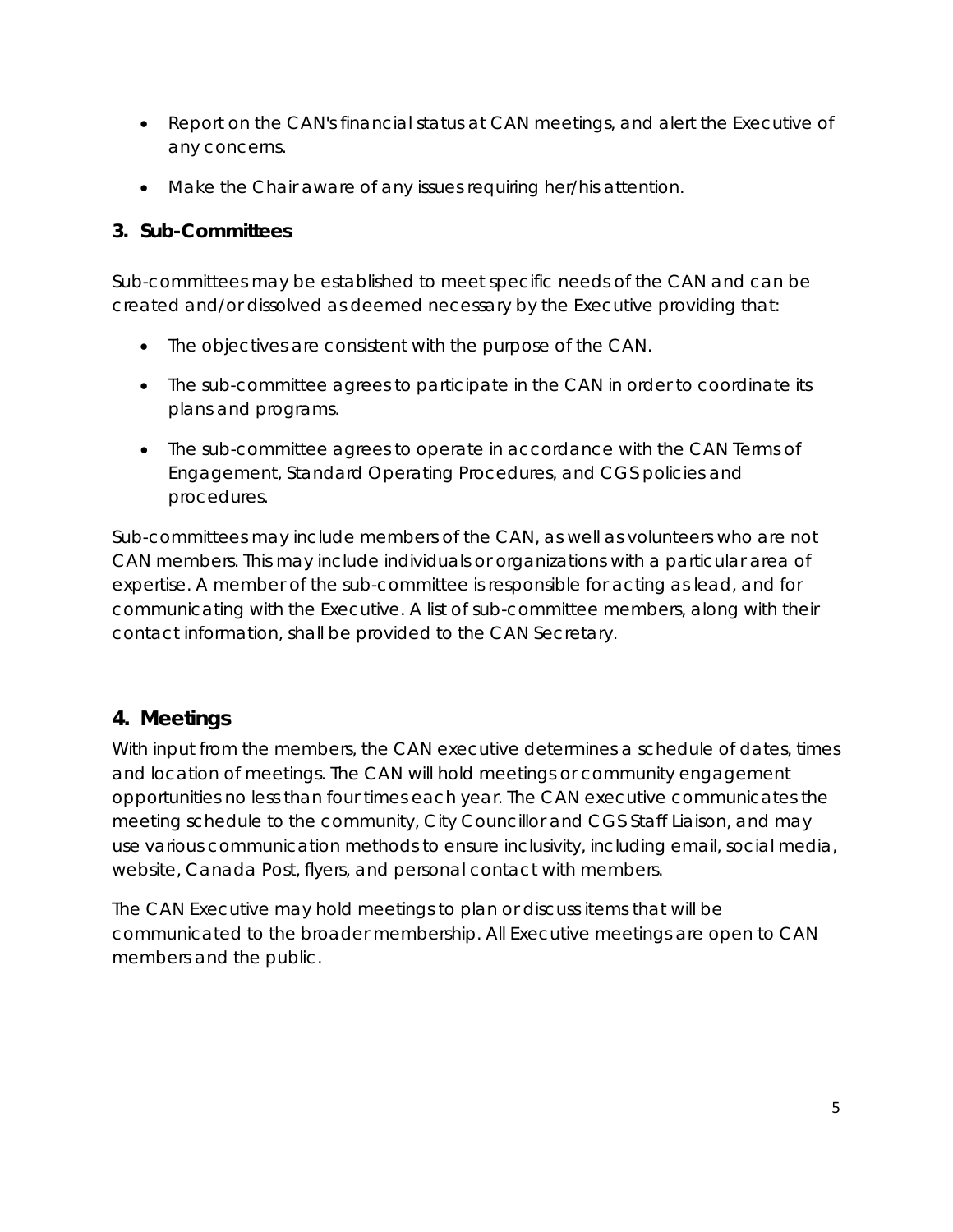- Report on the CAN's financial status at CAN meetings, and alert the Executive of any concerns.
- Make the Chair aware of any issues requiring her/his attention.

### 3. Sub-Committees

Sub-committees may be established to meet specific needs of the CAN and can be created and/or dissolved as deemed necessary by the Executive providing that:

- The objectives are consistent with the purpose of the CAN.
- The sub-committee agrees to participate in the CAN in order to coordinate its plans and programs.
- The sub-committee agrees to operate in accordance with the CAN Terms of Engagement, Standard Operating Procedures, and CGS policies and procedures.

Sub-committees may include members of the CAN, as well as volunteers who are not CAN members. This may include individuals or organizations with a particular area of expertise. A member of the sub-committee is responsible for acting as lead, and for communicating with the Executive. A list of sub-committee members, along with their contact information, shall be provided to the CAN Secretary.

## 4. Meetings

With input from the members, the CAN executive determines a schedule of dates, times and location of meetings. The CAN will hold meetings or community engagement opportunities no less than four times each year. The CAN executive communicates the meeting schedule to the community, City Councillor and CGS Staff Liaison, and may use various communication methods to ensure inclusivity, including email, social media, website, Canada Post, flyers, and personal contact with members.

The CAN Executive may hold meetings to plan or discuss items that will be communicated to the broader membership. All Executive meetings are open to CAN members and the public.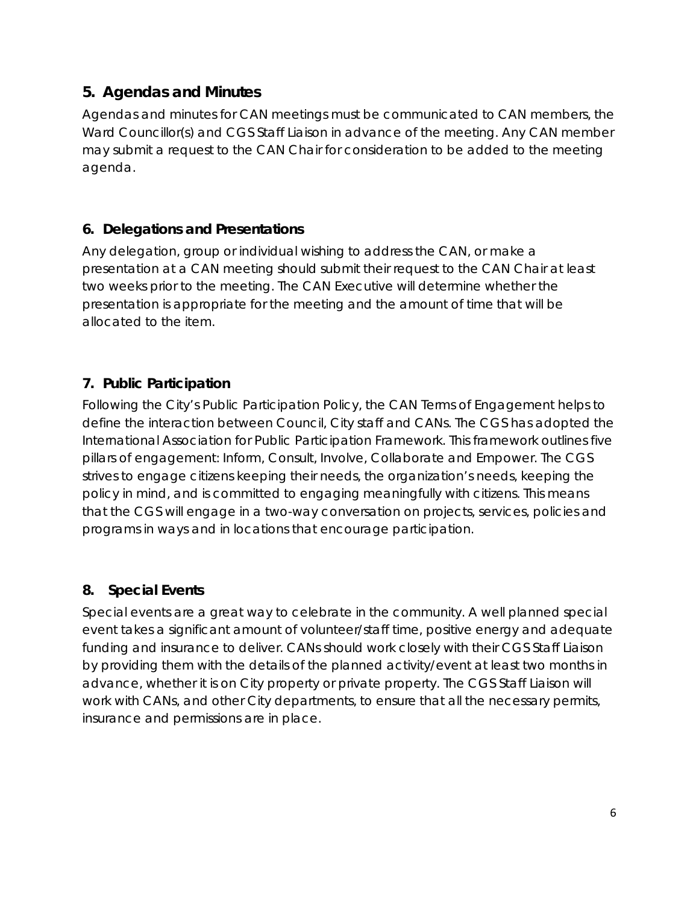## 5. Agendas and Minutes

Agendas and minutes for CAN meetings must be communicated to CAN members, the Ward Councillor(s) and CGS Staff Liaison in advance of the meeting. Any CAN member may submit a request to the CAN Chair for consideration to be added to the meeting agenda.

### 6. Delegations and Presentations

Any delegation, group or individual wishing to address the CAN, or make a presentation at a CAN meeting should submit their request to the CAN Chair at least two weeks prior to the meeting. The CAN Executive will determine whether the presentation is appropriate for the meeting and the amount of time that will be allocated to the item.

### 7. Public Participation

Following the City's Public Participation Policy, the CAN Terms of Engagement helps to define the interaction between Council, City staff and CANs. The CGS has adopted the International Association for Public Participation Framework. This framework outlines five pillars of engagement: Inform, Consult, Involve, Collaborate and Empower. The CGS strives to engage citizens keeping their needs, the organization's needs, keeping the policy in mind, and is committed to engaging meaningfully with citizens. This means that the CGS will engage in a two-way conversation on projects, services, policies and programs in ways and in locations that encourage participation.

### 8. Special Events

Special events are a great way to celebrate in the community. A well planned special event takes a significant amount of volunteer/staff time, positive energy and adequate funding and insurance to deliver. CANs should work closely with their CGS Staff Liaison by providing them with the details of the planned activity/event at least two months in advance, whether it is on City property or private property. The CGS Staff Liaison will work with CANs, and other City departments, to ensure that all the necessary permits, insurance and permissions are in place.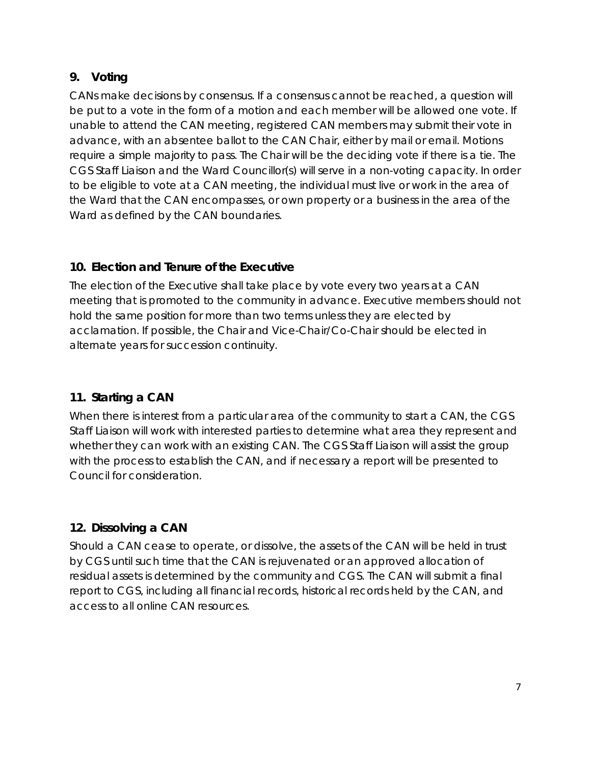## 9. Voting

CANs make decisions by consensus. If a consensus cannot be reached, a question will be put to a vote in the form of a motion and each member will be allowed one vote. If unable to attend the CAN meeting, registered CAN members may submit their vote in advance, with an absentee ballot to the CAN Chair, either by mail or email. Motions require a simple majority to pass. The Chair will be the deciding vote if there is a tie. The CGS Staff Liaison and the Ward Councillor(s) will serve in a non-voting capacity. In order to be eligible to vote at a CAN meeting, the individual must live or work in the area of the Ward that the CAN encompasses, or own property or a business in the area of the Ward as defined by the CAN boundaries.

## 10. Election and Tenure of the Executive

The election of the Executive shall take place by vote every two years at a CAN meeting that is promoted to the community in advance. Executive members should not hold the same position for more than two terms unless they are elected by acclamation. If possible, the Chair and Vice-Chair/Co-Chair should be elected in alternate years for succession continuity.

## 11. Starting a CAN

When there is interest from a particular area of the community to start a CAN, the CGS Staff Liaison will work with interested parties to determine what area they represent and whether they can work with an existing CAN. The CGS Staff Liaison will assist the group with the process to establish the CAN, and if necessary a report will be presented to Council for consideration.

## 12. Dissolving a CAN

Should a CAN cease to operate, or dissolve, the assets of the CAN will be held in trust by CGS until such time that the CAN is rejuvenated or an approved allocation of residual assets is determined by the community and CGS. The CAN will submit a final report to CGS, including all financial records, historical records held by the CAN, and access to all online CAN resources.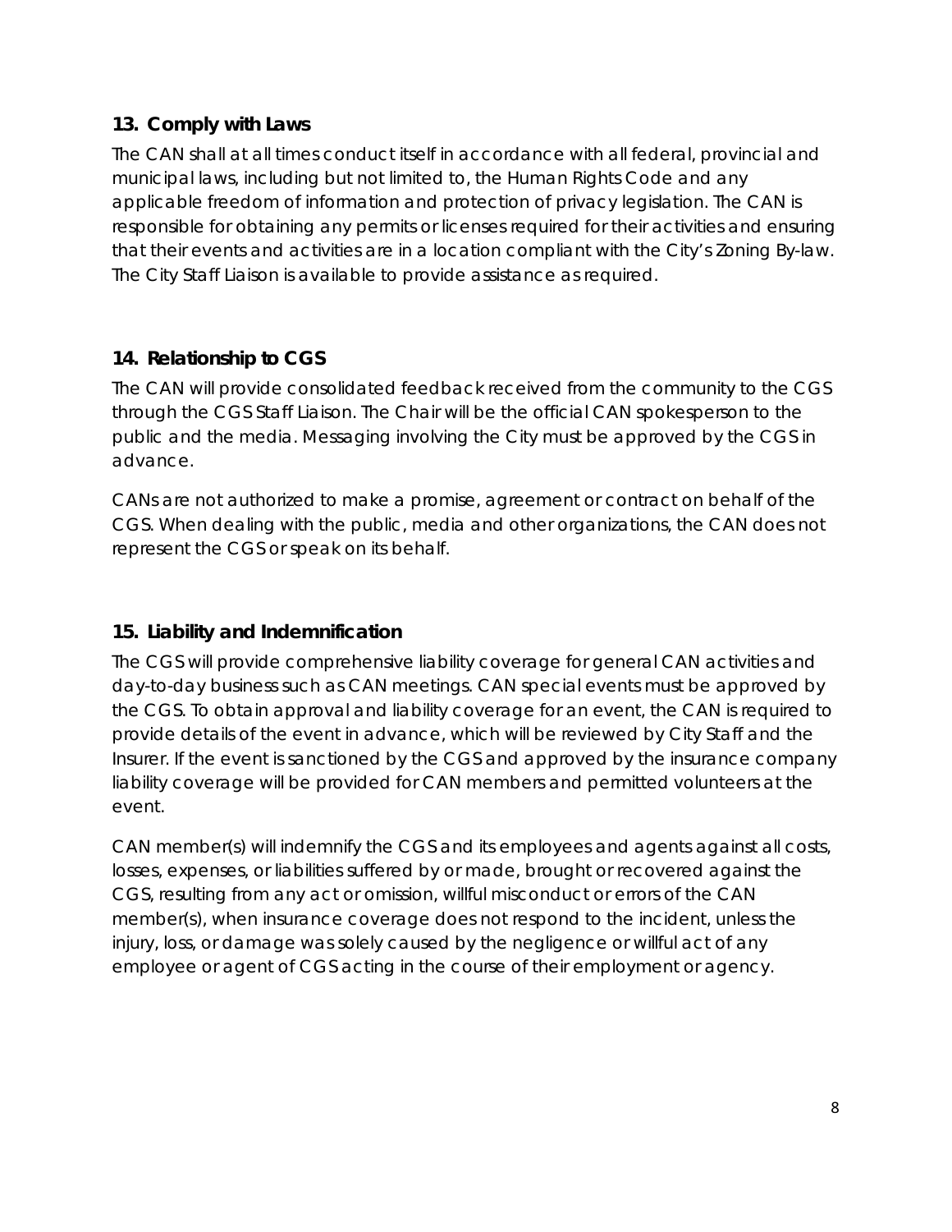## 13. Comply with Laws

The CAN shall at all times conduct itself in accordance with all federal, provincial and municipal laws, including but not limited to, the Human Rights Code and any applicable freedom of information and protection of privacy legislation. The CAN is responsible for obtaining any permits or licenses required for their activities and ensuring that their events and activities are in a location compliant with the City's Zoning By-law. The City Staff Liaison is available to provide assistance as required.

## 14. Relationship to CGS

The CAN will provide consolidated feedback received from the community to the CGS through the CGS Staff Liaison. The Chair will be the official CAN spokesperson to the public and the media. Messaging involving the City must be approved by the CGS in advance.

CANs are not authorized to make a promise, agreement or contract on behalf of the CGS. When dealing with the public, media and other organizations, the CAN does not represent the CGS or speak on its behalf.

## 15. Liability and Indemnification

The CGS will provide comprehensive liability coverage for general CAN activities and day-to-day business such as CAN meetings. CAN special events must be approved by the CGS. To obtain approval and liability coverage for an event, the CAN is required to provide details of the event in advance, which will be reviewed by City Staff and the Insurer. If the event is sanctioned by the CGS and approved by the insurance company liability coverage will be provided for CAN members and permitted volunteers at the event.

CAN member(s) will indemnify the CGS and its employees and agents against all costs, losses, expenses, or liabilities suffered by or made, brought or recovered against the CGS, resulting from any act or omission, willful misconduct or errors of the CAN member(s), when insurance coverage does not respond to the incident, unless the injury, loss, or damage was solely caused by the negligence or willful act of any employee or agent of CGS acting in the course of their employment or agency.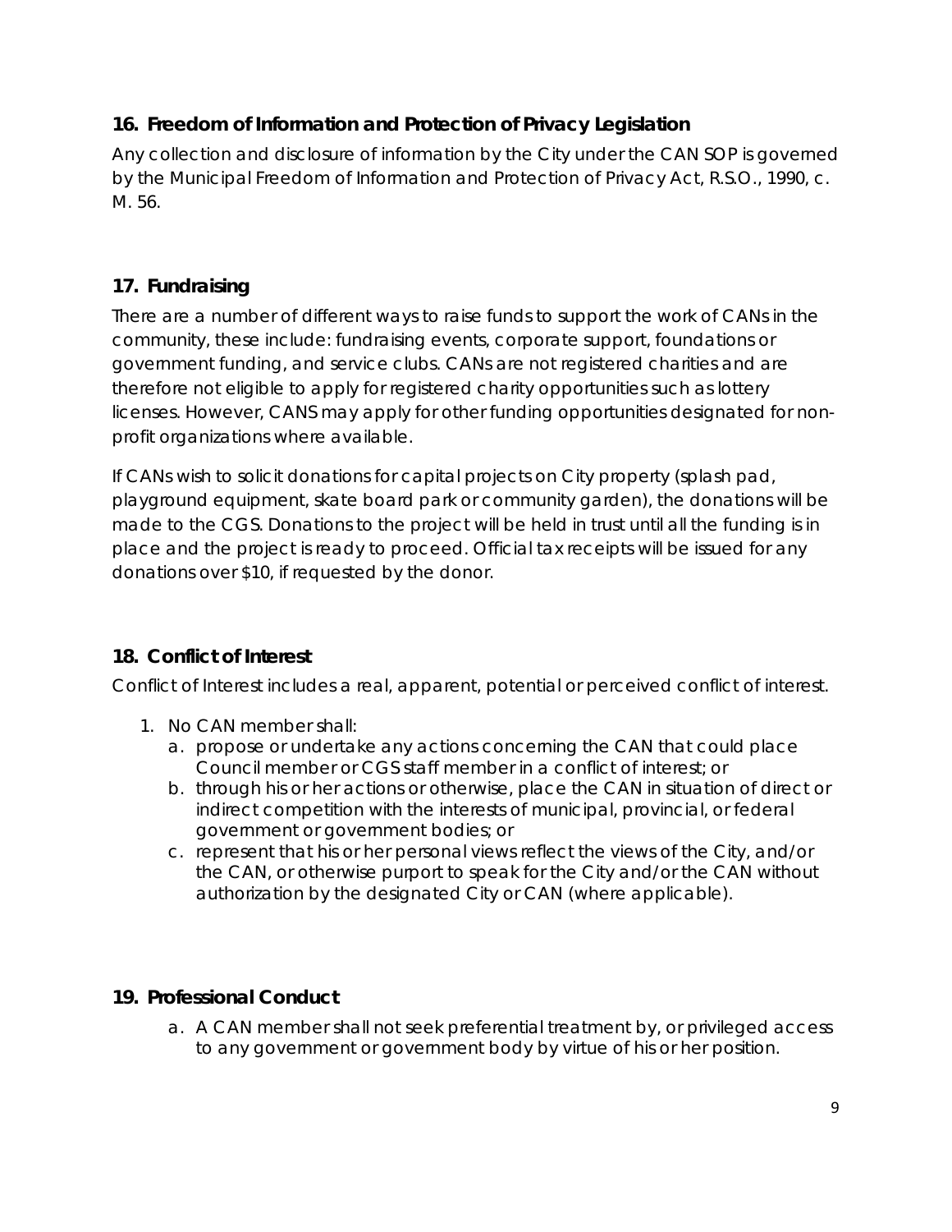## 16. Freedom of Information and Protection of Privacy Legislation

Any collection and disclosure of information by the City under the CAN SOP is governed by the Municipal Freedom of Information and Protection of Privacy Act, R.S.O., 1990, c. M. 56.

## 17. Fundraising

There are a number of different ways to raise funds to support the work of CANs in the community, these include: fundraising events, corporate support, foundations or government funding, and service clubs. CANs are not registered charities and are therefore not eligible to apply for registered charity opportunities such as lottery licenses. However, CANS may apply for other funding opportunities designated for non-profit organizations where available.

If CANs wish to solicit donations for capital projects on City property (splash pad, playground equipment, skate board park or community garden), the donations will be made to the CGS. Donations to the project will be held in trust until all the funding is in place and the project is ready to proceed. Official tax receipts will be issued for any donations over $10, if requested by the donor.

## 18. Conflict of Interest

Conflict of Interest includes a real, apparent, potential or perceived conflict of interest.

1. No CAN member shall:
   a. propose or undertake any actions concerning the CAN that could place Council member or CGS staff member in a conflict of interest; or
   b. through his or her actions or otherwise, place the CAN in situation of direct or indirect competition with the interests of municipal, provincial, or federal government or government bodies; or
   c. represent that his or her personal views reflect the views of the City, and/or the CAN, or otherwise purport to speak for the City and/or the CAN without authorization by the designated City or CAN (where applicable).

## 19. Professional Conduct

a. A CAN member shall not seek preferential treatment by, or privileged access to any government or government body by virtue of his or her position.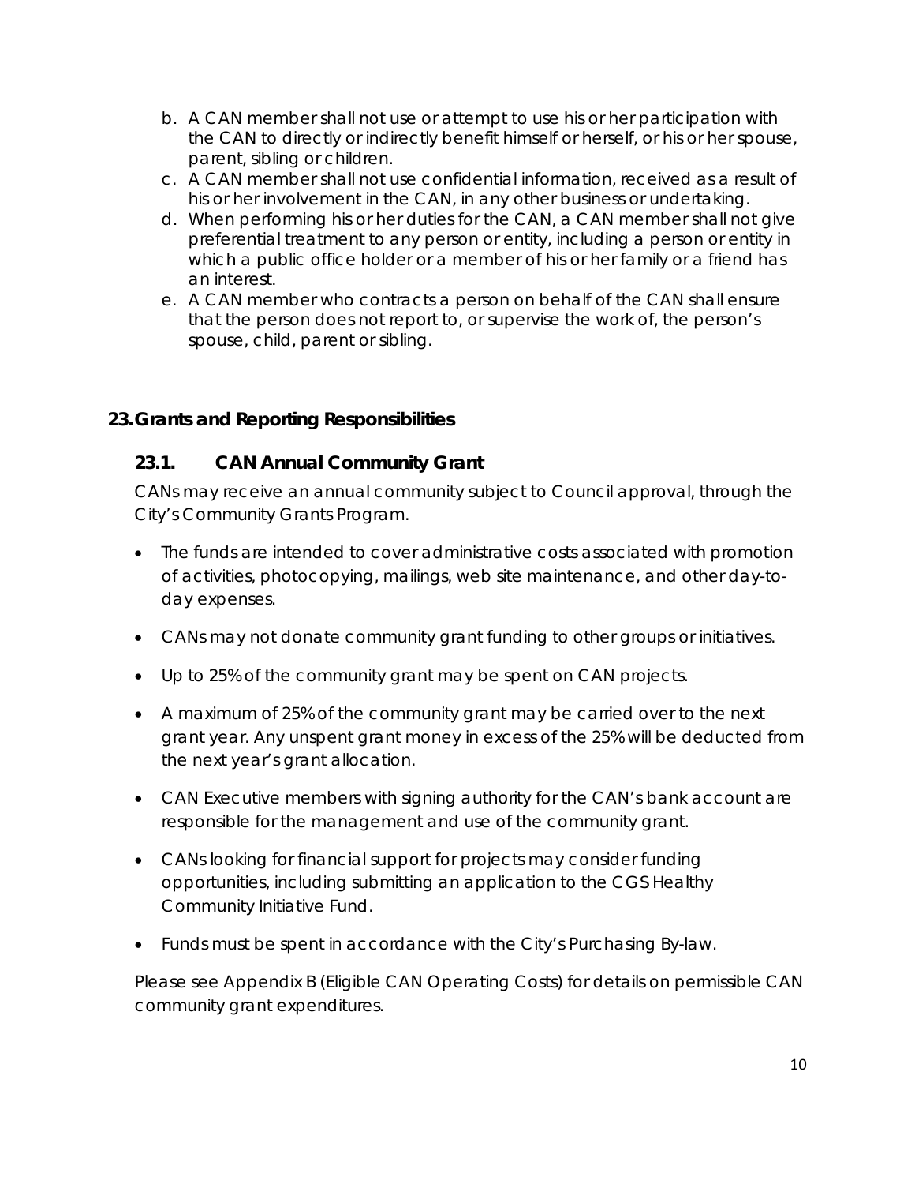b. A CAN member shall not use or attempt to use his or her participation with the CAN to directly or indirectly benefit himself or herself, or his or her spouse, parent, sibling or children.
c. A CAN member shall not use confidential information, received as a result of his or her involvement in the CAN, in any other business or undertaking.
d. When performing his or her duties for the CAN, a CAN member shall not give preferential treatment to any person or entity, including a person or entity in which a public office holder or a member of his or her family or a friend has an interest.
e. A CAN member who contracts a person on behalf of the CAN shall ensure that the person does not report to, or supervise the work of, the person's spouse, child, parent or sibling.

## 23. Grants and Reporting Responsibilities

### 23.1. CAN Annual Community Grant

CANs may receive an annual community subject to Council approval, through the City's Community Grants Program.

- The funds are intended to cover administrative costs associated with promotion of activities, photocopying, mailings, web site maintenance, and other day-to-day expenses.
- CANs may not donate community grant funding to other groups or initiatives.
- Up to 25% of the community grant may be spent on CAN projects.
- A maximum of 25% of the community grant may be carried over to the next grant year. Any unspent grant money in excess of the 25% will be deducted from the next year's grant allocation.
- CAN Executive members with signing authority for the CAN's bank account are responsible for the management and use of the community grant.
- CANs looking for financial support for projects may consider funding opportunities, including submitting an application to the CGS Healthy Community Initiative Fund.
- Funds must be spent in accordance with the City's Purchasing By-law.

Please see Appendix B (Eligible CAN Operating Costs) for details on permissible CAN community grant expenditures.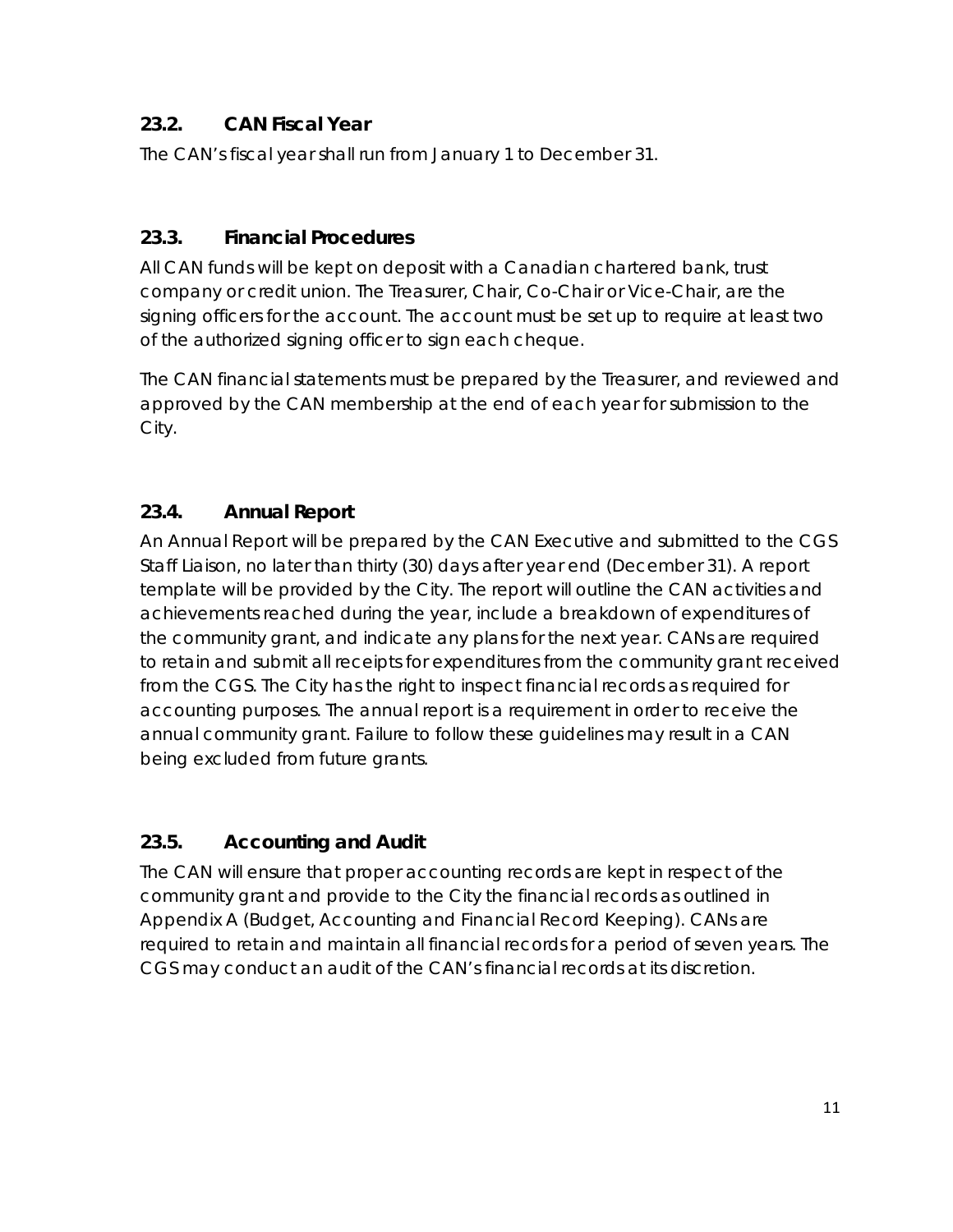## 23.2. CAN Fiscal Year

The CAN's fiscal year shall run from January 1 to December 31.

## 23.3. Financial Procedures

All CAN funds will be kept on deposit with a Canadian chartered bank, trust company or credit union. The Treasurer, Chair, Co-Chair or Vice-Chair, are the signing officers for the account. The account must be set up to require at least two of the authorized signing officer to sign each cheque.

The CAN financial statements must be prepared by the Treasurer, and reviewed and approved by the CAN membership at the end of each year for submission to the City.

## 23.4. Annual Report

An Annual Report will be prepared by the CAN Executive and submitted to the CGS Staff Liaison, no later than thirty (30) days after year end (December 31). A report template will be provided by the City. The report will outline the CAN activities and achievements reached during the year, include a breakdown of expenditures of the community grant, and indicate any plans for the next year. CANs are required to retain and submit all receipts for expenditures from the community grant received from the CGS. The City has the right to inspect financial records as required for accounting purposes. The annual report is a requirement in order to receive the annual community grant. Failure to follow these guidelines may result in a CAN being excluded from future grants.

## 23.5. Accounting and Audit

The CAN will ensure that proper accounting records are kept in respect of the community grant and provide to the City the financial records as outlined in Appendix A (Budget, Accounting and Financial Record Keeping). CANs are required to retain and maintain all financial records for a period of seven years. The CGS may conduct an audit of the CAN's financial records at its discretion.